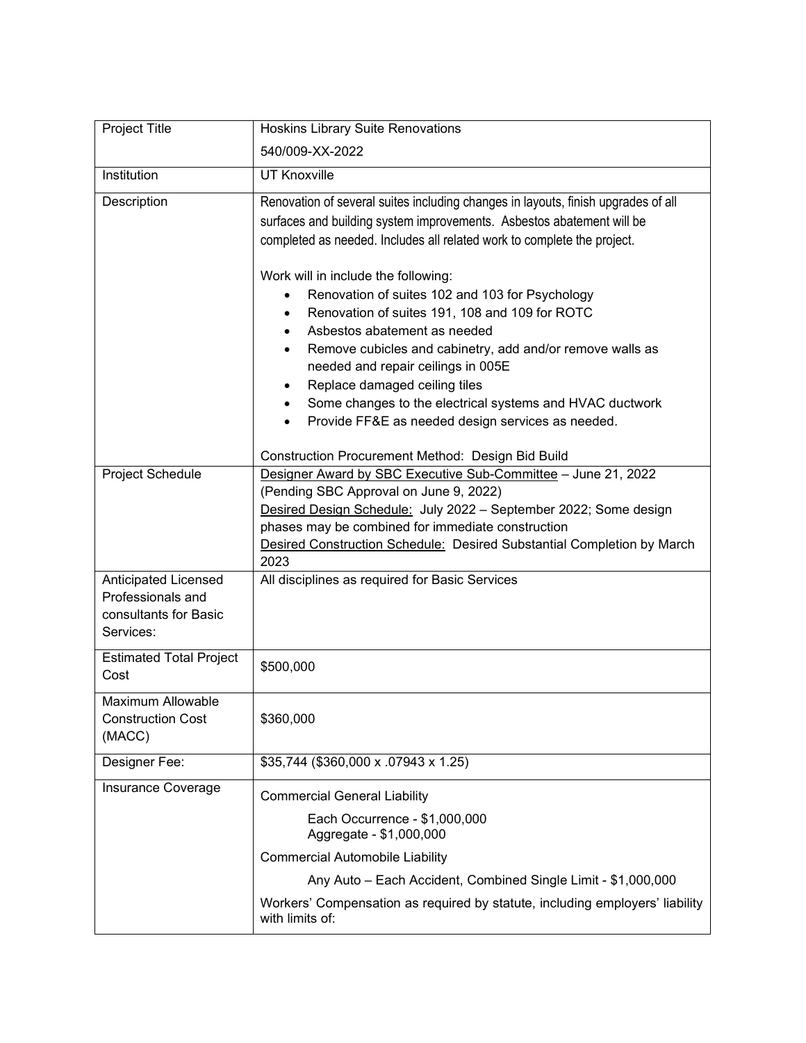| Project Title | Hoskins Library Suite Renovations<br>540/009-XX-2022 |
|---|---|
| Institution | UT Knoxville |
| Description | Renovation of several suites including changes in layouts, finish upgrades of all surfaces and building system improvements. Asbestos abatement will be completed as needed. Includes all related work to complete the project.<br><br>Work will in include the following:<br>• Renovation of suites 102 and 103 for Psychology<br>• Renovation of suites 191, 108 and 109 for ROTC<br>• Asbestos abatement as needed<br>• Remove cubicles and cabinetry, add and/or remove walls as needed and repair ceilings in 005E<br>• Replace damaged ceiling tiles<br>• Some changes to the electrical systems and HVAC ductwork<br>• Provide FF&E as needed design services as needed.<br><br>Construction Procurement Method: Design Bid Build |
| Project Schedule | <u>Designer Award by SBC Executive Sub-Committee</u> – June 21, 2022 (Pending SBC Approval on June 9, 2022)<br><u>Desired Design Schedule:</u> July 2022 – September 2022; Some design phases may be combined for immediate construction<br><u>Desired Construction Schedule:</u> Desired Substantial Completion by March 2023 |
| Anticipated Licensed Professionals and consultants for Basic Services: | All disciplines as required for Basic Services |
| Estimated Total Project Cost | $500,000 |
| Maximum Allowable Construction Cost (MACC) | $360,000 |
| Designer Fee: | $35,744 ($360,000 x .07943 x 1.25) |
| Insurance Coverage | Commercial General Liability<br>Each Occurrence - $1,000,000<br>Aggregate - $1,000,000<br><br>Commercial Automobile Liability<br>Any Auto – Each Accident, Combined Single Limit - $1,000,000<br><br>Workers' Compensation as required by statute, including employers' liability with limits of: |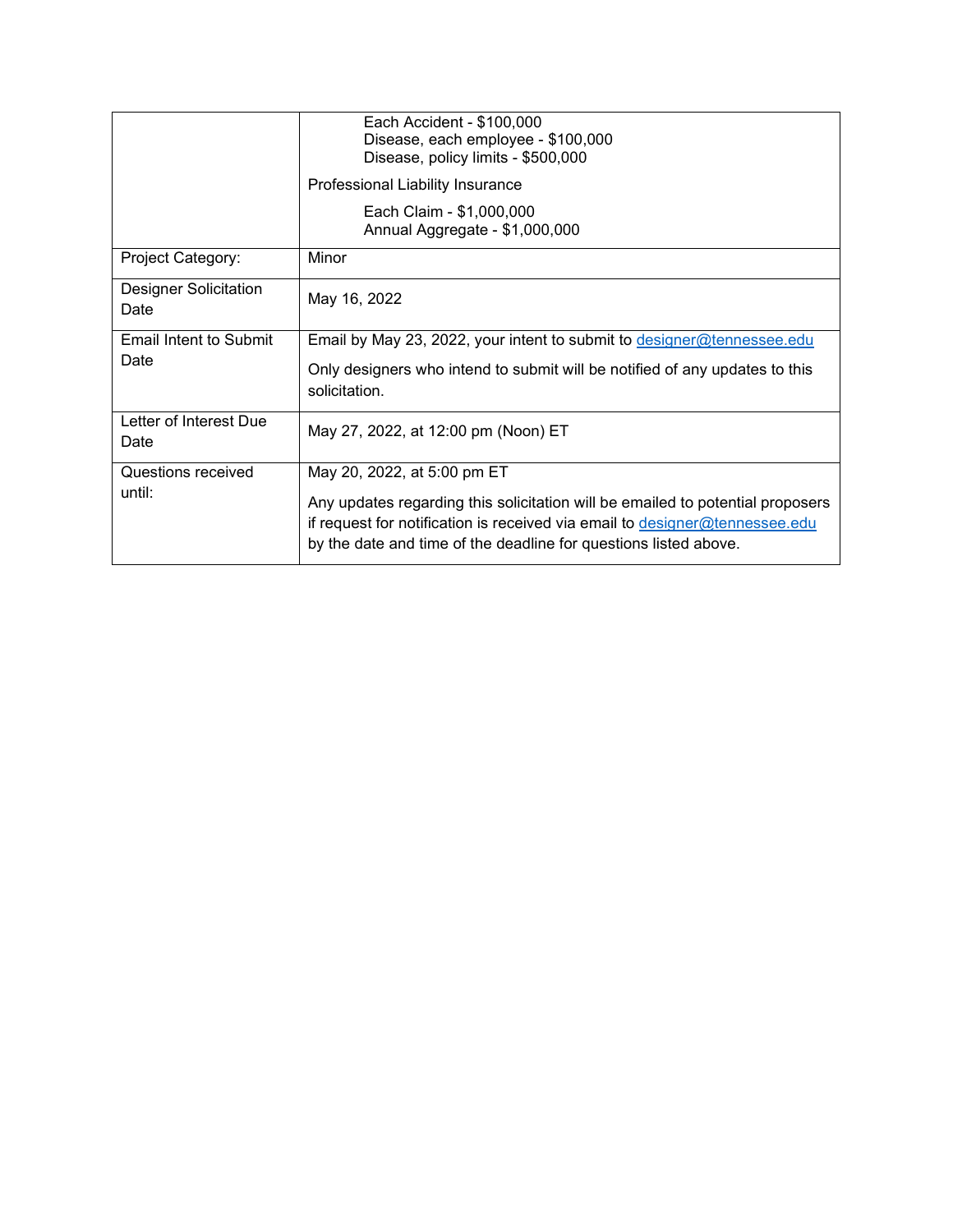| | |
|---|---|
| | Each Accident - $100,000<br>Disease, each employee - $100,000<br>Disease, policy limits - $500,000<br><br>Professional Liability Insurance<br><br>Each Claim - $1,000,000<br>Annual Aggregate - $1,000,000 |
| Project Category: | Minor |
| Designer Solicitation Date | May 16, 2022 |
| Email Intent to Submit Date | Email by May 23, 2022, your intent to submit to designer@tennessee.edu<br><br>Only designers who intend to submit will be notified of any updates to this solicitation. |
| Letter of Interest Due Date | May 27, 2022, at 12:00 pm (Noon) ET |
| Questions received until: | May 20, 2022, at 5:00 pm ET<br><br>Any updates regarding this solicitation will be emailed to potential proposers if request for notification is received via email to designer@tennessee.edu by the date and time of the deadline for questions listed above. |